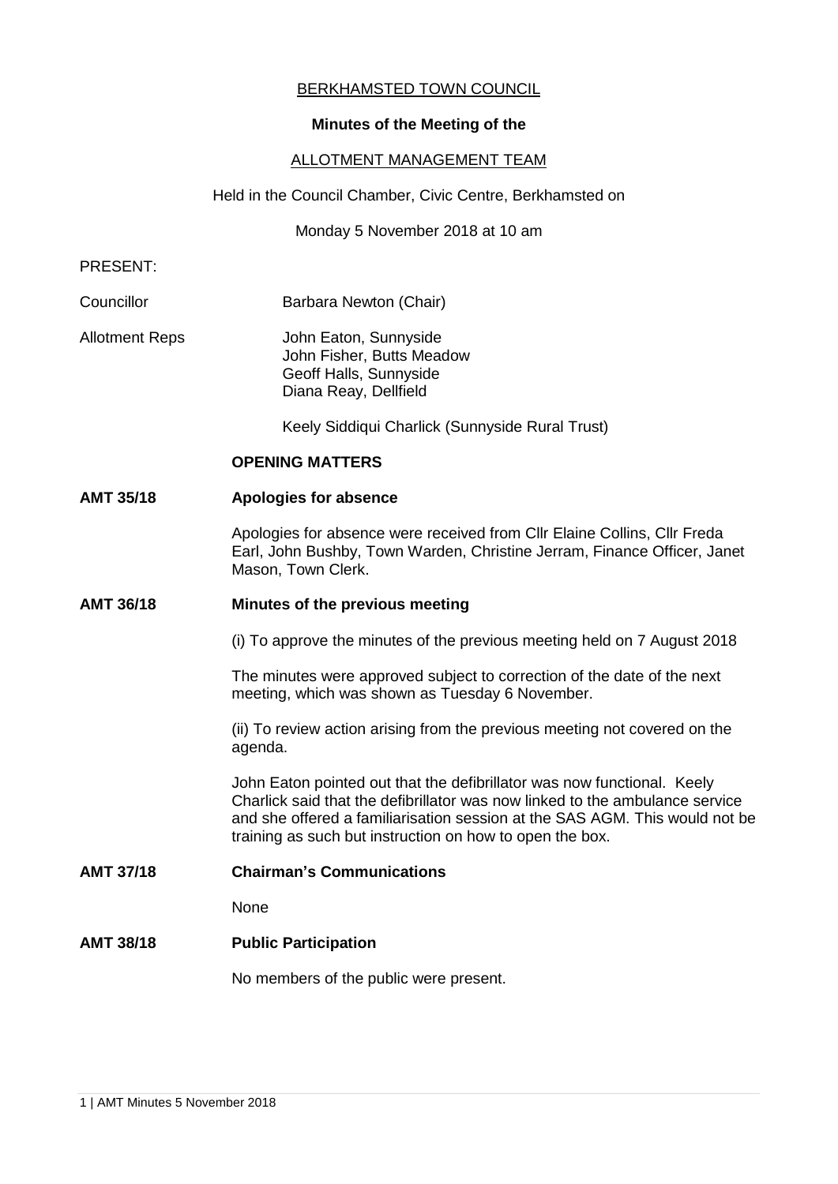BERKHAMSTED TOWN COUNCIL

**Minutes of the Meeting of the**

ALLOTMENT MANAGEMENT TEAM

Held in the Council Chamber, Civic Centre, Berkhamsted on

Monday 5 November 2018 at 10 am

PRESENT:

Councillor — Barbara Newton (Chair)

Allotment Reps — John Eaton, Sunnyside
John Fisher, Butts Meadow
Geoff Halls, Sunnyside
Diana Reay, Dellfield

Keely Siddiqui Charlick (Sunnyside Rural Trust)

**OPENING MATTERS**

**AMT 35/18 Apologies for absence**

Apologies for absence were received from Cllr Elaine Collins, Cllr Freda Earl, John Bushby, Town Warden, Christine Jerram, Finance Officer, Janet Mason, Town Clerk.

**AMT 36/18 Minutes of the previous meeting**

(i) To approve the minutes of the previous meeting held on 7 August 2018

The minutes were approved subject to correction of the date of the next meeting, which was shown as Tuesday 6 November.

(ii) To review action arising from the previous meeting not covered on the agenda.

John Eaton pointed out that the defibrillator was now functional. Keely Charlick said that the defibrillator was now linked to the ambulance service and she offered a familiarisation session at the SAS AGM. This would not be training as such but instruction on how to open the box.

**AMT 37/18 Chairman's Communications**

None

**AMT 38/18 Public Participation**

No members of the public were present.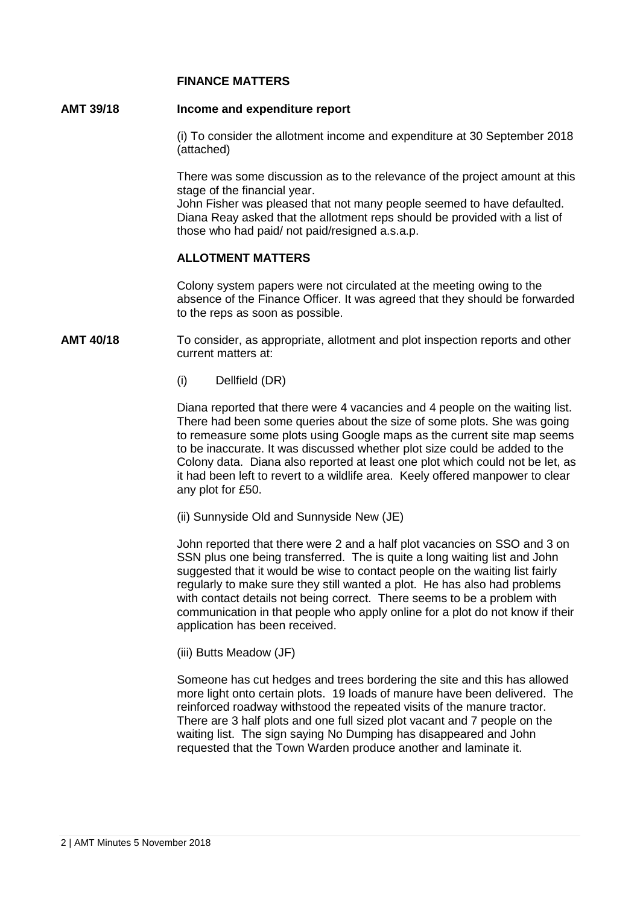## FINANCE MATTERS

**AMT 39/18** **Income and expenditure report**

(i) To consider the allotment income and expenditure at 30 September 2018 (attached)

There was some discussion as to the relevance of the project amount at this stage of the financial year.
John Fisher was pleased that not many people seemed to have defaulted. Diana Reay asked that the allotment reps should be provided with a list of those who had paid/ not paid/resigned a.s.a.p.

## ALLOTMENT MATTERS

Colony system papers were not circulated at the meeting owing to the absence of the Finance Officer. It was agreed that they should be forwarded to the reps as soon as possible.

**AMT 40/18** To consider, as appropriate, allotment and plot inspection reports and other current matters at:

(i) Dellfield (DR)

Diana reported that there were 4 vacancies and 4 people on the waiting list. There had been some queries about the size of some plots. She was going to remeasure some plots using Google maps as the current site map seems to be inaccurate. It was discussed whether plot size could be added to the Colony data. Diana also reported at least one plot which could not be let, as it had been left to revert to a wildlife area. Keely offered manpower to clear any plot for £50.

(ii) Sunnyside Old and Sunnyside New (JE)

John reported that there were 2 and a half plot vacancies on SSO and 3 on SSN plus one being transferred. The is quite a long waiting list and John suggested that it would be wise to contact people on the waiting list fairly regularly to make sure they still wanted a plot. He has also had problems with contact details not being correct. There seems to be a problem with communication in that people who apply online for a plot do not know if their application has been received.

(iii) Butts Meadow (JF)

Someone has cut hedges and trees bordering the site and this has allowed more light onto certain plots. 19 loads of manure have been delivered. The reinforced roadway withstood the repeated visits of the manure tractor. There are 3 half plots and one full sized plot vacant and 7 people on the waiting list. The sign saying No Dumping has disappeared and John requested that the Town Warden produce another and laminate it.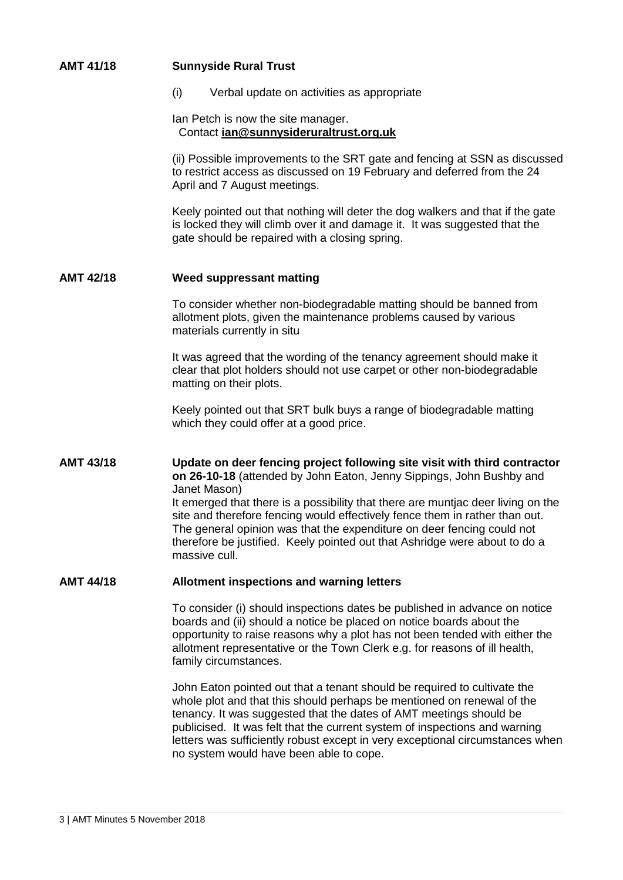**AMT 41/18** **Sunnyside Rural Trust**

(i) Verbal update on activities as appropriate

Ian Petch is now the site manager.
Contact **ian@sunnysideruraltrust.org.uk**

(ii) Possible improvements to the SRT gate and fencing at SSN as discussed to restrict access as discussed on 19 February and deferred from the 24 April and 7 August meetings.

Keely pointed out that nothing will deter the dog walkers and that if the gate is locked they will climb over it and damage it. It was suggested that the gate should be repaired with a closing spring.

**AMT 42/18** **Weed suppressant matting**

To consider whether non-biodegradable matting should be banned from allotment plots, given the maintenance problems caused by various materials currently in situ

It was agreed that the wording of the tenancy agreement should make it clear that plot holders should not use carpet or other non-biodegradable matting on their plots.

Keely pointed out that SRT bulk buys a range of biodegradable matting which they could offer at a good price.

**AMT 43/18** **Update on deer fencing project following site visit with third contractor on 26-10-18** (attended by John Eaton, Jenny Sippings, John Bushby and Janet Mason)

It emerged that there is a possibility that there are muntjac deer living on the site and therefore fencing would effectively fence them in rather than out. The general opinion was that the expenditure on deer fencing could not therefore be justified. Keely pointed out that Ashridge were about to do a massive cull.

**AMT 44/18** **Allotment inspections and warning letters**

To consider (i) should inspections dates be published in advance on notice boards and (ii) should a notice be placed on notice boards about the opportunity to raise reasons why a plot has not been tended with either the allotment representative or the Town Clerk e.g. for reasons of ill health, family circumstances.

John Eaton pointed out that a tenant should be required to cultivate the whole plot and that this should perhaps be mentioned on renewal of the tenancy. It was suggested that the dates of AMT meetings should be publicised. It was felt that the current system of inspections and warning letters was sufficiently robust except in very exceptional circumstances when no system would have been able to cope.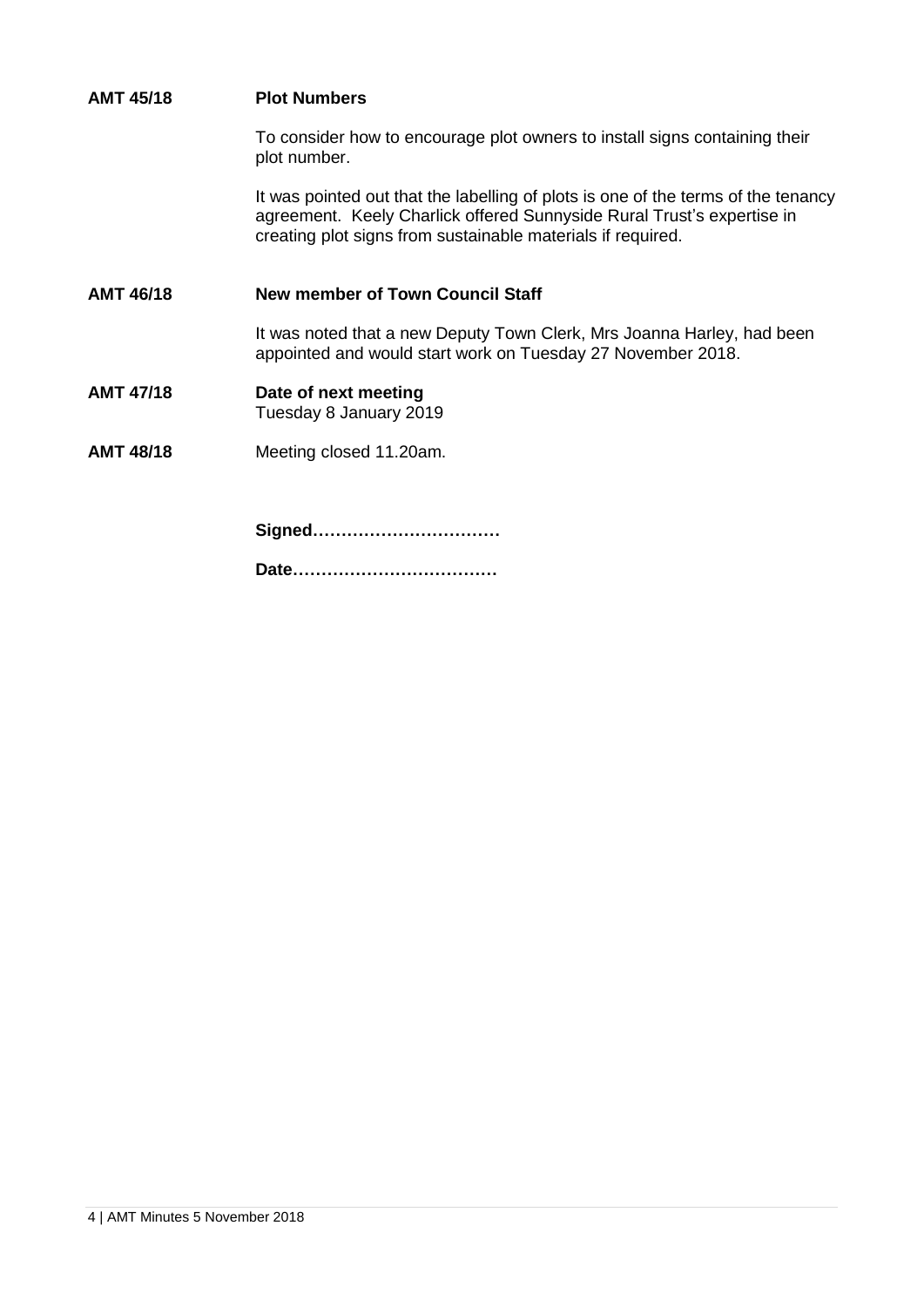**AMT 45/18** **Plot Numbers**

To consider how to encourage plot owners to install signs containing their plot number.

It was pointed out that the labelling of plots is one of the terms of the tenancy agreement. Keely Charlick offered Sunnyside Rural Trust's expertise in creating plot signs from sustainable materials if required.

**AMT 46/18** **New member of Town Council Staff**

It was noted that a new Deputy Town Clerk, Mrs Joanna Harley, had been appointed and would start work on Tuesday 27 November 2018.

**AMT 47/18** **Date of next meeting**
Tuesday 8 January 2019

**AMT 48/18** Meeting closed 11.20am.

**Signed……………………………**

**Date………………………………**